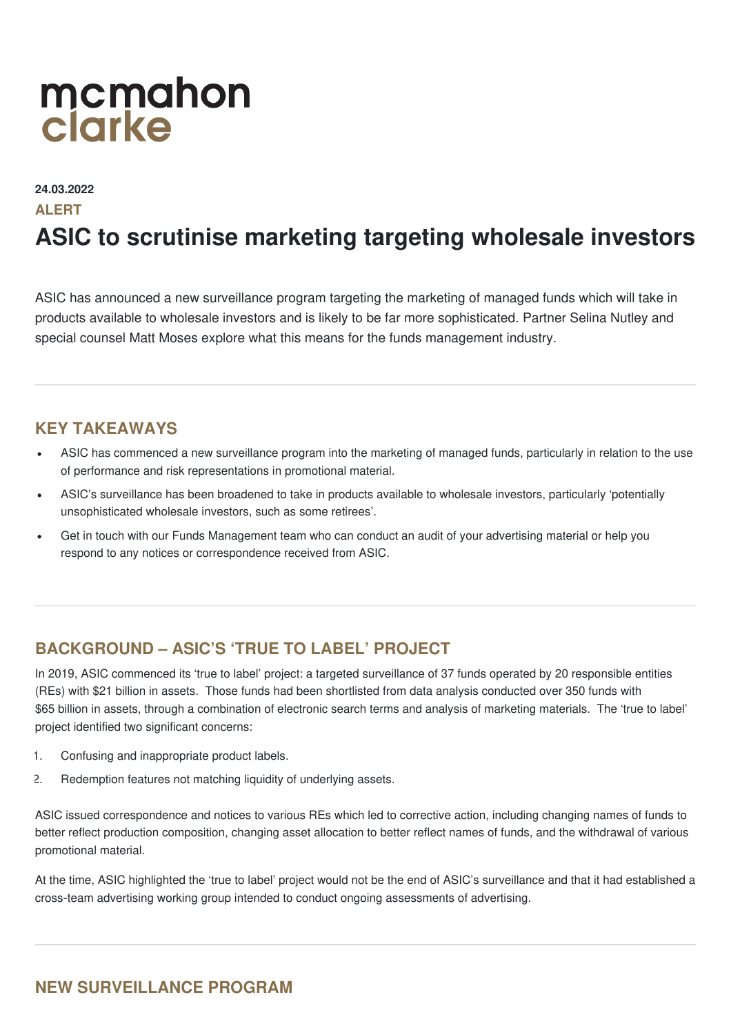mcmahon
clarke

**24.03.2022**

**ALERT**

# ASIC to scrutinise marketing targeting wholesale investors

ASIC has announced a new surveillance program targeting the marketing of managed funds which will take in products available to wholesale investors and is likely to be far more sophisticated. Partner Selina Nutley and special counsel Matt Moses explore what this means for the funds management industry.

## KEY TAKEAWAYS

- ASIC has commenced a new surveillance program into the marketing of managed funds, particularly in relation to the use of performance and risk representations in promotional material.
- ASIC's surveillance has been broadened to take in products available to wholesale investors, particularly 'potentially unsophisticated wholesale investors, such as some retirees'.
- Get in touch with our Funds Management team who can conduct an audit of your advertising material or help you respond to any notices or correspondence received from ASIC.

## BACKGROUND – ASIC'S 'TRUE TO LABEL' PROJECT

In 2019, ASIC commenced its 'true to label' project: a targeted surveillance of 37 funds operated by 20 responsible entities (REs) with $21 billion in assets. Those funds had been shortlisted from data analysis conducted over 350 funds with $65 billion in assets, through a combination of electronic search terms and analysis of marketing materials. The 'true to label' project identified two significant concerns:

1. Confusing and inappropriate product labels.
2. Redemption features not matching liquidity of underlying assets.

ASIC issued correspondence and notices to various REs which led to corrective action, including changing names of funds to better reflect production composition, changing asset allocation to better reflect names of funds, and the withdrawal of various promotional material.

At the time, ASIC highlighted the 'true to label' project would not be the end of ASIC's surveillance and that it had established a cross-team advertising working group intended to conduct ongoing assessments of advertising.

## NEW SURVEILLANCE PROGRAM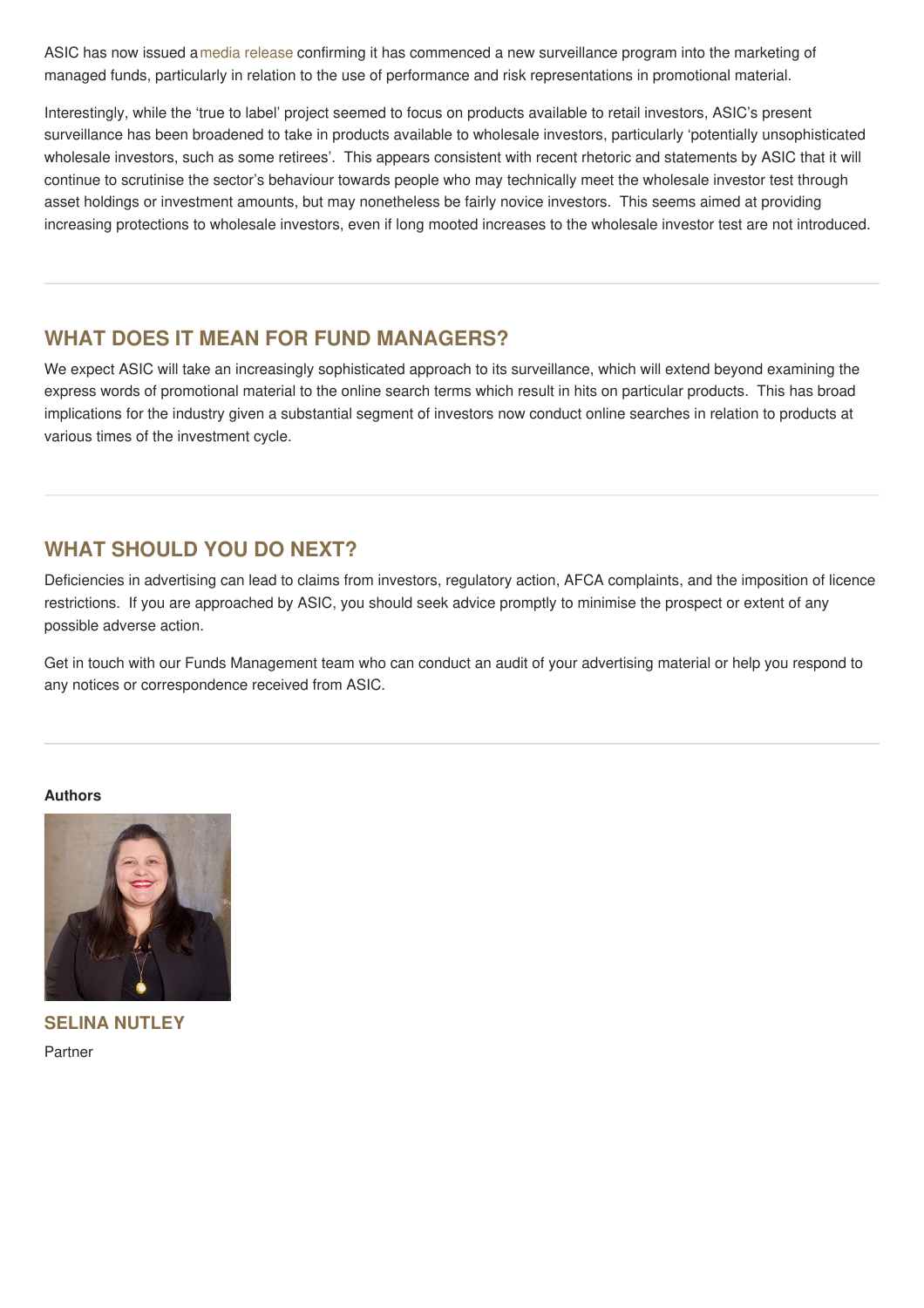ASIC has now issued a media release confirming it has commenced a new surveillance program into the marketing of managed funds, particularly in relation to the use of performance and risk representations in promotional material.

Interestingly, while the 'true to label' project seemed to focus on products available to retail investors, ASIC's present surveillance has been broadened to take in products available to wholesale investors, particularly 'potentially unsophisticated wholesale investors, such as some retirees'. This appears consistent with recent rhetoric and statements by ASIC that it will continue to scrutinise the sector's behaviour towards people who may technically meet the wholesale investor test through asset holdings or investment amounts, but may nonetheless be fairly novice investors. This seems aimed at providing increasing protections to wholesale investors, even if long mooted increases to the wholesale investor test are not introduced.

## WHAT DOES IT MEAN FOR FUND MANAGERS?

We expect ASIC will take an increasingly sophisticated approach to its surveillance, which will extend beyond examining the express words of promotional material to the online search terms which result in hits on particular products. This has broad implications for the industry given a substantial segment of investors now conduct online searches in relation to products at various times of the investment cycle.

## WHAT SHOULD YOU DO NEXT?

Deficiencies in advertising can lead to claims from investors, regulatory action, AFCA complaints, and the imposition of licence restrictions. If you are approached by ASIC, you should seek advice promptly to minimise the prospect or extent of any possible adverse action.

Get in touch with our Funds Management team who can conduct an audit of your advertising material or help you respond to any notices or correspondence received from ASIC.

**Authors**

**SELINA NUTLEY**

Partner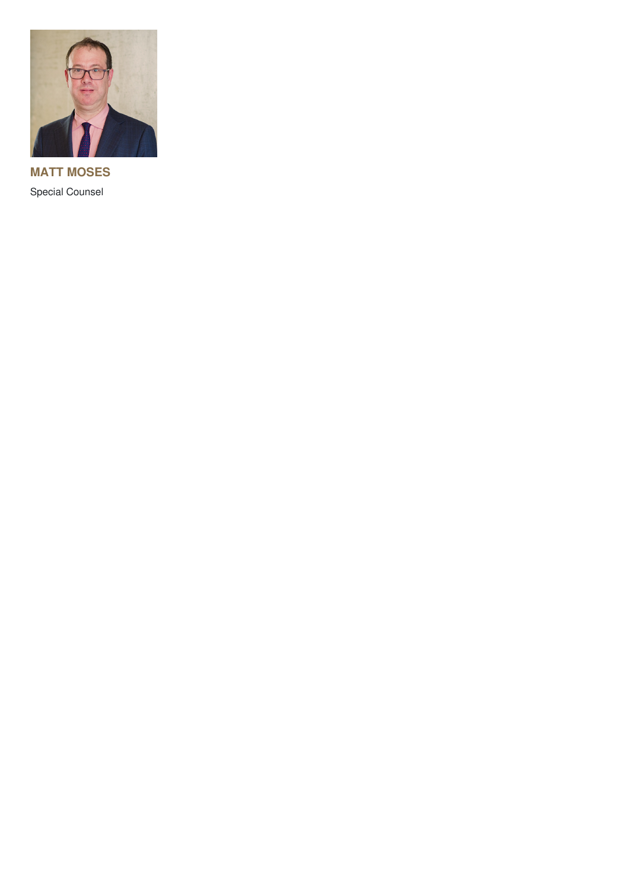**MATT MOSES**

Special Counsel